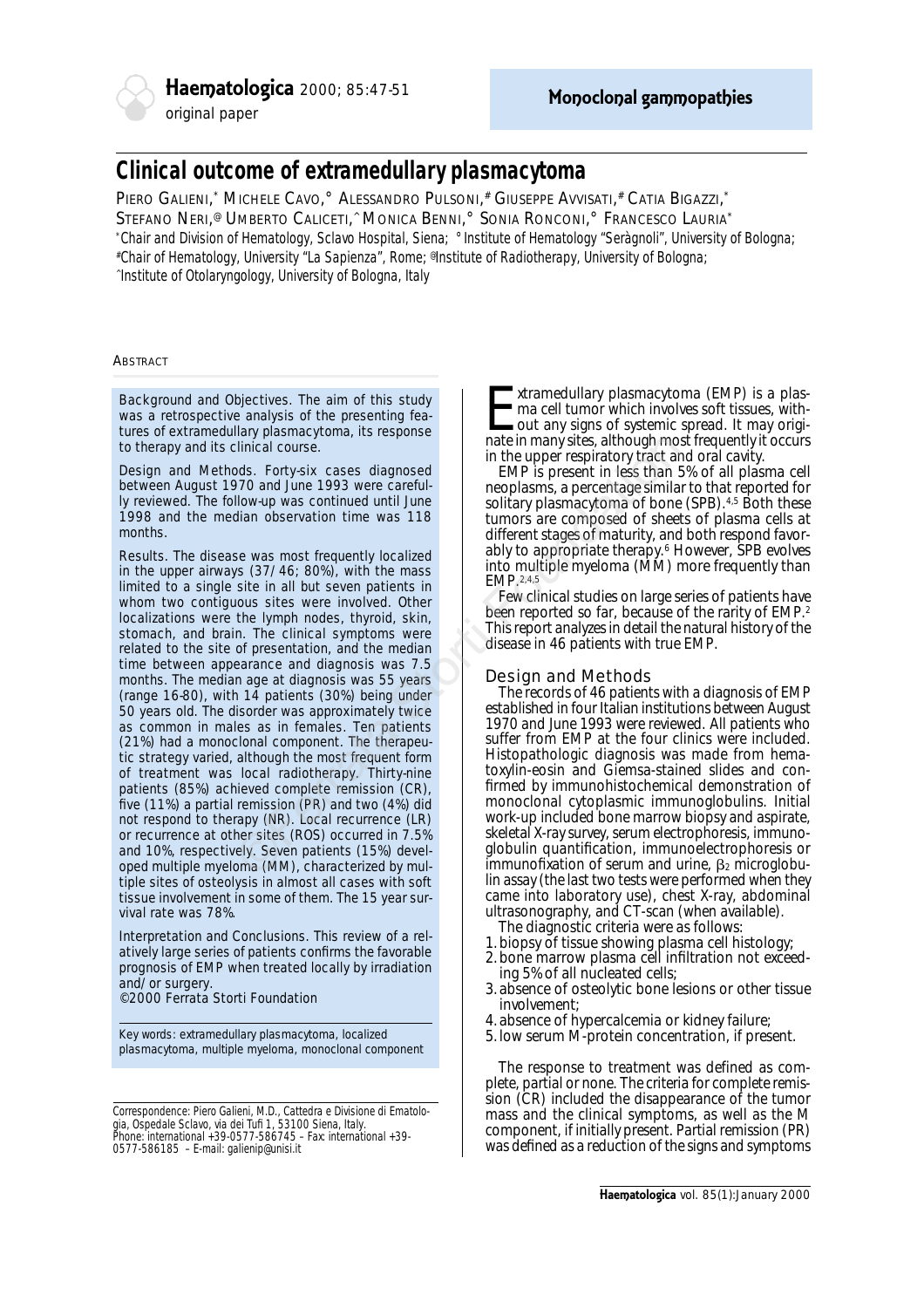Monoclonal gammopathies

original paper

# Clinical outcome of extramedullary plasmacytoma

PIERO GALIENI,* MICHELE CAVO,° ALESSANDRO PULSONI,# GIUSEPPE AVVISATI,# CATIA BIGAZZI,* STEFANO NERI,@ UMBERTO CALICETI,^ MONICA BENNI,° SONIA RONCONI,° FRANCESCO LAURIA*

*Chair and Division of Hematology, Sclavo Hospital, Siena; °Institute of Hematology "Seràgnoli", University of Bologna; #Chair of Hematology, University "La Sapienza", Rome; @Institute of Radiotherapy, University of Bologna; ^Institute of Otolaryngology, University of Bologna, Italy

## ABSTRACT

*Background and Objectives.* The aim of this study was a retrospective analysis of the presenting features of extramedullary plasmacytoma, its response to therapy and its clinical course.

*Design and Methods.* Forty-six cases diagnosed between August 1970 and June 1993 were carefully reviewed. The follow-up was continued until June 1998 and the median observation time was 118 months.

*Results.* The disease was most frequently localized in the upper airways (37/46; 80%), with the mass limited to a single site in all but seven patients in whom two contiguous sites were involved. Other localizations were the lymph nodes, thyroid, skin, stomach, and brain. The clinical symptoms were related to the site of presentation, and the median time between appearance and diagnosis was 7.5 months. The median age at diagnosis was 55 years (range 16-80), with 14 patients (30%) being under 50 years old. The disorder was approximately twice as common in males as in females. Ten patients (21%) had a monoclonal component. The therapeutic strategy varied, although the most frequent form of treatment was local radiotherapy. Thirty-nine patients (85%) achieved complete remission (CR), five (11%) a partial remission (PR) and two (4%) did not respond to therapy (NR). Local recurrence (LR) or recurrence at other sites (ROS) occurred in 7.5% and 10%, respectively. Seven patients (15%) developed multiple myeloma (MM), characterized by multiple sites of osteolysis in almost all cases with soft tissue involvement in some of them. The 15 year survival rate was 78%.

*Interpretation and Conclusions.* This review of a relatively large series of patients confirms the favorable prognosis of EMP when treated locally by irradiation and/or surgery.

©2000 Ferrata Storti Foundation

Key words: extramedullary plasmacytoma, localized plasmacytoma, multiple myeloma, monoclonal component

Correspondence: Piero Galieni, M.D., Cattedra e Divisione di Ematologia, Ospedale Sclavo, via dei Tufi 1, 53100 Siena, Italy. Phone: international +39-0577-586745 – Fax: international +39-0577-586185 – E-mail: galienip@unisi.it

Extramedullary plasmacytoma (EMP) is a plasma cell tumor which involves soft tissues, without any signs of systemic spread. It may originate in many sites, although most frequently it occurs in the upper respiratory tract and oral cavity.

EMP is present in less than 5% of all plasma cell neoplasms, a percentage similar to that reported for solitary plasmacytoma of bone (SPB).[4,5] Both these tumors are composed of sheets of plasma cells at different stages of maturity, and both respond favorably to appropriate therapy.[6] However, SPB evolves into multiple myeloma (MM) more frequently than EMP.[2,4,5]

Few clinical studies on large series of patients have been reported so far, because of the rarity of EMP.[2] This report analyzes in detail the natural history of the disease in 46 patients with true EMP.

## Design and Methods

The records of 46 patients with a diagnosis of EMP established in four Italian institutions between August 1970 and June 1993 were reviewed. All patients who suffer from EMP at the four clinics were included. Histopathologic diagnosis was made from hematoxylin-eosin and Giemsa-stained slides and confirmed by immunohistochemical demonstration of monoclonal cytoplasmic immunoglobulins. Initial work-up included bone marrow biopsy and aspirate, skeletal X-ray survey, serum electrophoresis, immunoglobulin quantification, immunoelectrophoresis or immunofixation of serum and urine, $\beta_2$ microglobulin assay (the last two tests were performed when they came into laboratory use), chest X-ray, abdominal ultrasonography, and CT-scan (when available).

The diagnostic criteria were as follows:

1. biopsy of tissue showing plasma cell histology;
2. bone marrow plasma cell infiltration not exceeding 5% of all nucleated cells;
3. absence of osteolytic bone lesions or other tissue involvement;
4. absence of hypercalcemia or kidney failure;
5. low serum M-protein concentration, if present.

The response to treatment was defined as complete, partial or none. The criteria for complete remission (CR) included the disappearance of the tumor mass and the clinical symptoms, as well as the M component, if initially present. Partial remission (PR) was defined as a reduction of the signs and symptoms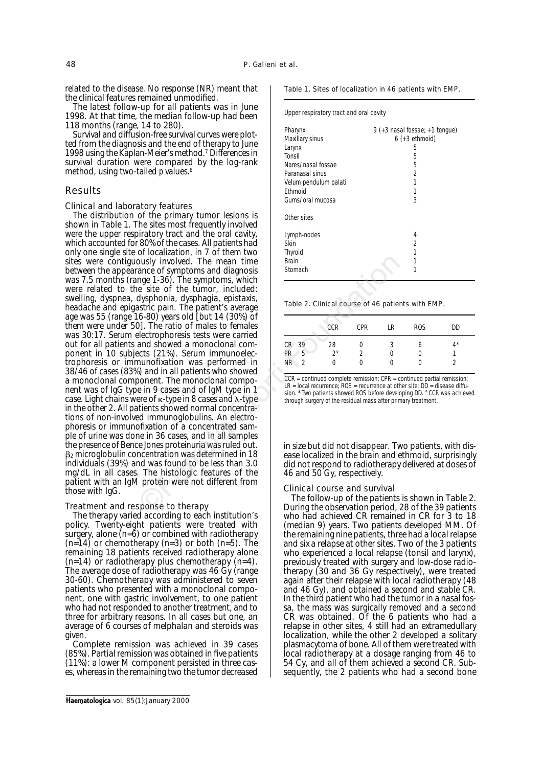related to the disease. No response (NR) meant that the clinical features remained unmodified.

The latest follow-up for all patients was in June 1998. At that time, the median follow-up had been 118 months (range, 14 to 280).

Survival and diffusion-free survival curves were plotted from the diagnosis and the end of therapy to June 1998 using the Kaplan-Meier's method.[7] Differences in survival duration were compared by the log-rank method, using two-tailed *p* values.[8]

## Results

### Clinical and laboratory features

The distribution of the primary tumor lesions is shown in Table 1. The sites most frequently involved were the upper respiratory tract and the oral cavity, which accounted for 80% of the cases. All patients had only one single site of localization, in 7 of them two sites were contiguously involved. The mean time between the appearance of symptoms and diagnosis was 7.5 months (range 1-36). The symptoms, which were related to the site of the tumor, included: swelling, dyspnea, dysphonia, dysphagia, epistaxis, headache and epigastric pain. The patient's average age was 55 (range 16-80) years old [but 14 (30%) of them were under 50]. The ratio of males to females was 30:17. Serum electrophoresis tests were carried out for all patients and showed a monoclonal component in 10 subjects (21%). Serum immunoelectrophoresis or immunofixation was performed in 38/46 of cases (83%) and in all patients who showed a monoclonal component. The monoclonal component was of IgG type in 9 cases and of IgM type in 1 case. Light chains were of κ-type in 8 cases and λ-type in the other 2. All patients showed normal concentrations of non-involved immunoglobulins. An electrophoresis or immunofixation of a concentrated sample of urine was done in 36 cases, and in all samples the presence of Bence Jones proteinuria was ruled out. $\beta_2$ microglobulin concentration was determined in 18 individuals (39%) and was found to be less than 3.0 mg/dL in all cases. The histologic features of the patient with an IgM protein were not different from those with IgG.

### Treatment and response to therapy

The therapy varied according to each institution's policy. Twenty-eight patients were treated with surgery, alone (n=6) or combined with radiotherapy (n=14) or chemotherapy (n=3) or both (n=5). The remaining 18 patients received radiotherapy alone (n=14) or radiotherapy plus chemotherapy (n=4). The average dose of radiotherapy was 46 Gy (range 30-60). Chemotherapy was administered to seven patients who presented with a monoclonal component, one with gastric involvement, to one patient who had not responded to another treatment, and to three for arbitrary reasons. In all cases but one, an average of 6 courses of melphalan and steroids was given.

Complete remission was achieved in 39 cases (85%). Partial remission was obtained in five patients (11%): a lower M component persisted in three cases, whereas in the remaining two the tumor decreased in size but did not disappear. Two patients, with disease localized in the brain and ethmoid, surprisingly did not respond to radiotherapy delivered at doses of 46 and 50 Gy, respectively.

### Clinical course and survival

The follow-up of the patients is shown in Table 2. During the observation period, 28 of the 39 patients who had achieved CR remained in CR for 3 to 18 (median 9) years. Two patients developed MM. Of the remaining nine patients, three had a local relapse and six a relapse at other sites. Two of the 3 patients who experienced a local relapse (tonsil and larynx), previously treated with surgery and low-dose radiotherapy (30 and 36 Gy respectively), were treated again after their relapse with local radiotherapy (48 and 46 Gy), and obtained a second and stable CR. In the third patient who had the tumor in a nasal fossa, the mass was surgically removed and a second CR was obtained. Of the 6 patients who had a relapse in other sites, 4 still had an extramedullary localization, while the other 2 developed a solitary plasmacytoma of bone. All of them were treated with local radiotherapy at a dosage ranging from 46 to 54 Cy, and all of them achieved a second CR. Subsequently, the 2 patients who had a second bone

Table 1. Sites of localization in 46 patients with EMP.

| | |
|---|---|
| *Upper respiratory tract and oral cavity* | |
| Pharynx | 9 (+3 nasal fossae; +1 tongue) |
| Maxillary sinus | 6 (+3 ethmoid) |
| Larynx | 5 |
| Tonsil | 5 |
| Nares/nasal fossae | 5 |
| Paranasal sinus | 2 |
| Velum pendulum palati | 1 |
| Ethmoid | 1 |
| Gums/oral mucosa | 3 |
| *Other sites* | |
| Lymph-nodes | 4 |
| Skin | 2 |
| Thyroid | 1 |
| Brain | 1 |
| Stomach | 1 |

Table 2. Clinical course of 46 patients with EMP.

| | CCR | CPR | LR | ROS | DD |
|---|---|---|---|---|---|
| CR 39 | 28 | 0 | 3 | 6 | 4* |
| PR 5 | 2° | 2 | 0 | 0 | 1 |
| NR 2 | 0 | 0 | 0 | 0 | 2 |

CCR = continued complete remission; CPR = continued partial remission; LR = local recurrence; ROS = recurrence at other site; DD = disease diffusion. *Two patients showed ROS before developing DD. °CCR was achieved through surgery of the residual mass after primary treatment.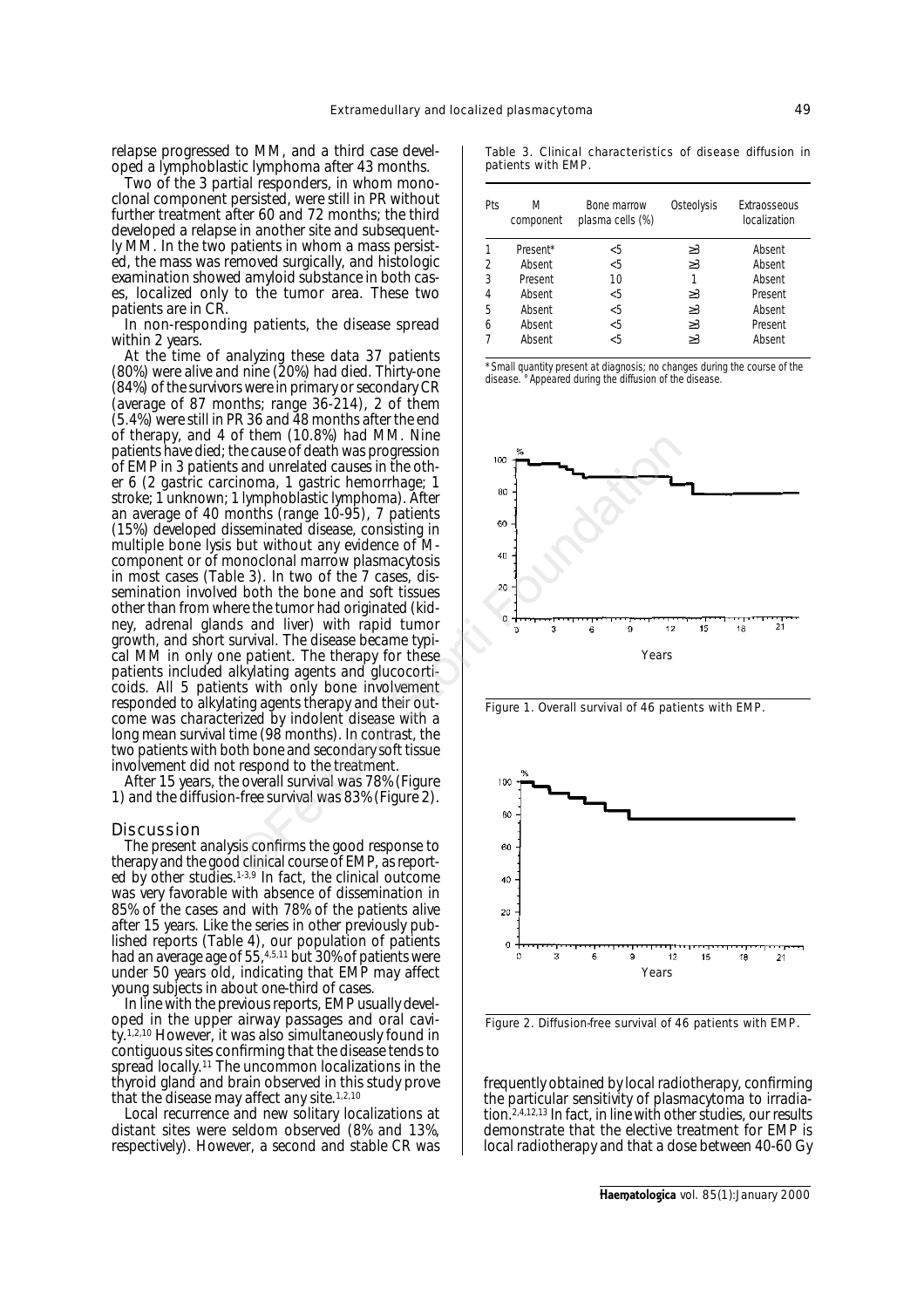relapse progressed to MM, and a third case developed a lymphoblastic lymphoma after 43 months.

Two of the 3 partial responders, in whom monoclonal component persisted, were still in PR without further treatment after 60 and 72 months; the third developed a relapse in another site and subsequently MM. In the two patients in whom a mass persisted, the mass was removed surgically, and histologic examination showed amyloid substance in both cases, localized only to the tumor area. These two patients are in CR.

In non-responding patients, the disease spread within 2 years.

At the time of analyzing these data 37 patients (80%) were alive and nine (20%) had died. Thirty-one (84%) of the survivors were in primary or secondary CR (average of 87 months; range 36-214), 2 of them (5.4%) were still in PR 36 and 48 months after the end of therapy, and 4 of them (10.8%) had MM. Nine patients have died; the cause of death was progression of EMP in 3 patients and unrelated causes in the other 6 (2 gastric carcinoma, 1 gastric hemorrhage; 1 stroke; 1 unknown; 1 lymphoblastic lymphoma). After an average of 40 months (range 10-95), 7 patients (15%) developed disseminated disease, consisting in multiple bone lysis but without any evidence of M-component or of monoclonal marrow plasmacytosis in most cases (Table 3). In two of the 7 cases, dissemination involved both the bone and soft tissues other than from where the tumor had originated (kidney, adrenal glands and liver) with rapid tumor growth, and short survival. The disease became typical MM in only one patient. The therapy for these patients included alkylating agents and glucocorticoids. All 5 patients with only bone involvement responded to alkylating agents therapy and their outcome was characterized by indolent disease with a long mean survival time (98 months). In contrast, the two patients with both bone and secondary soft tissue involvement did not respond to the treatment.

After 15 years, the overall survival was 78% (Figure 1) and the diffusion-free survival was 83% (Figure 2).

## Discussion

The present analysis confirms the good response to therapy and the good clinical course of EMP, as reported by other studies.[1-3,9] In fact, the clinical outcome was very favorable with absence of dissemination in 85% of the cases and with 78% of the patients alive after 15 years. Like the series in other previously published reports (Table 4), our population of patients had an average age of 55,[4,5,11] but 30% of patients were under 50 years old, indicating that EMP may affect young subjects in about one-third of cases.

In line with the previous reports, EMP usually developed in the upper airway passages and oral cavity.[1,2,10] However, it was also simultaneously found in contiguous sites confirming that the disease tends to spread locally.[11] The uncommon localizations in the thyroid gland and brain observed in this study prove that the disease may affect any site.[1,2,10]

Local recurrence and new solitary localizations at distant sites were seldom observed (8% and 13%, respectively). However, a second and stable CR was frequently obtained by local radiotherapy, confirming the particular sensitivity of plasmacytoma to irradiation.[2,4,12,13] In fact, in line with other studies, our results demonstrate that the elective treatment for EMP is local radiotherapy and that a dose between 40-60 Gy

Table 3. Clinical characteristics of disease diffusion in patients with EMP.

| Pts | M component | Bone marrow plasma cells (%) | Osteolysis | Extraosseous localization |
|---|---|---|---|---|
| 1 | Present* | <5 | ≥3 | Absent |
| 2 | Absent | <5 | ≥3 | Absent |
| 3 | Present | 10 | 1 | Absent |
| 4 | Absent | <5 | ≥3 | Present |
| 5 | Absent | <5 | ≥3 | Absent |
| 6 | Absent | <5 | ≥3 | Present |
| 7 | Absent | <5 | ≥3 | Absent |

*Small quantity present at diagnosis; no changes during the course of the disease. °Appeared during the diffusion of the disease.

%
100
80
60
40
20
0
0 3 6 9 12 15 18 21
Years

Figure 1. Overall survival of 46 patients with EMP.

%
100
80
60
40
20
0
0 3 6 9 12 15 18 21
Years

Figure 2. Diffusion-free survival of 46 patients with EMP.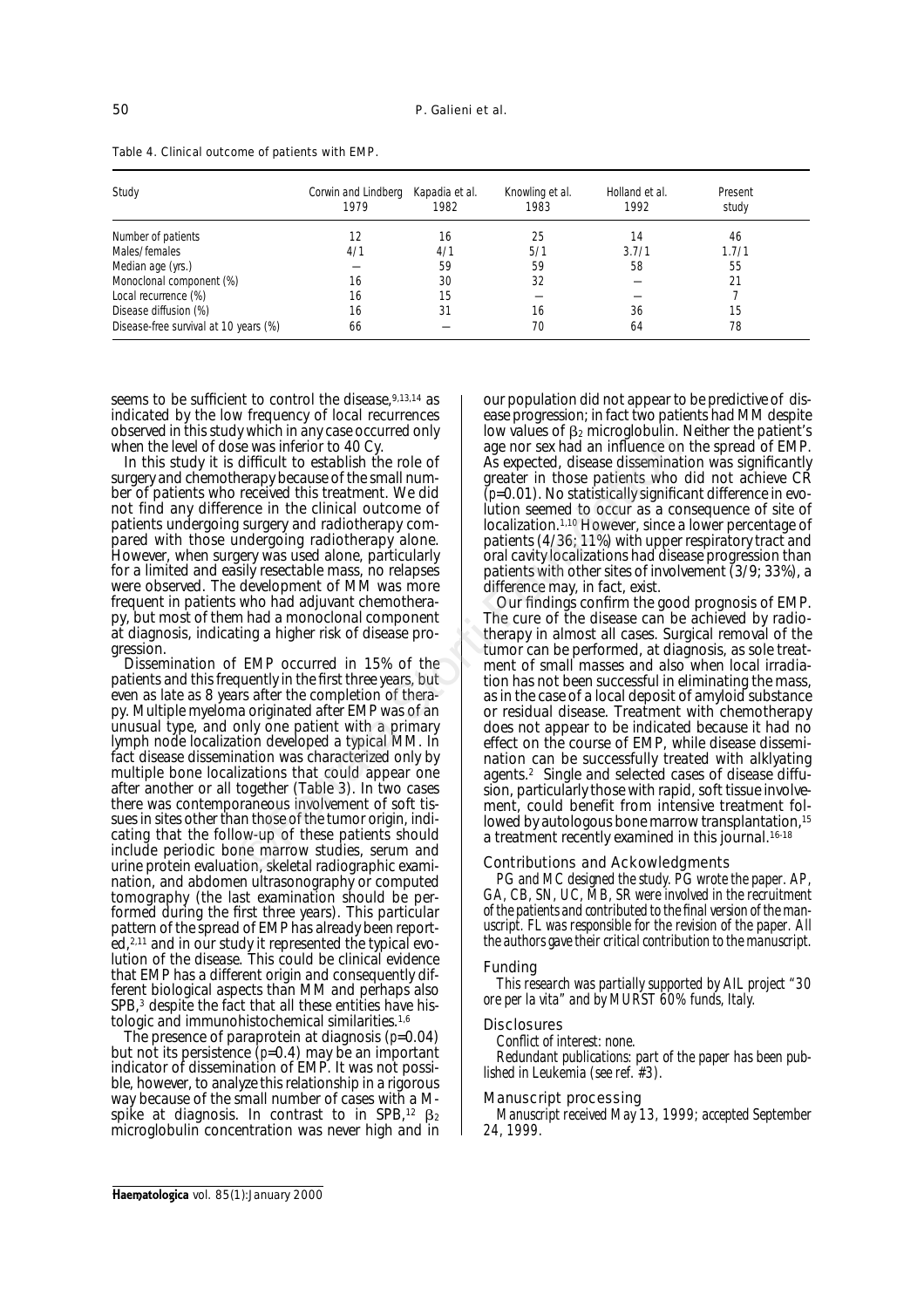Table 4. Clinical outcome of patients with EMP.

| Study | Corwin and Lindberg 1979 | Kapadia et al. 1982 | Knowling et al. 1983 | Holland et al. 1992 | Present study |
|---|---|---|---|---|---|
| Number of patients | 12 | 16 | 25 | 14 | 46 |
| Males/females | 4/1 | 4/1 | 5/1 | 3.7/1 | 1.7/1 |
| Median age (yrs.) | — | 59 | 59 | 58 | 55 |
| Monoclonal component (%) | 16 | 30 | 32 | — | 21 |
| Local recurrence (%) | 16 | 15 | — | — | 7 |
| Disease diffusion (%) | 16 | 31 | 16 | 36 | 15 |
| Disease-free survival at 10 years (%) | 66 | — | 70 | 64 | 78 |

seems to be sufficient to control the disease,[9,13,14] as indicated by the low frequency of local recurrences observed in this study which in any case occurred only when the level of dose was inferior to 40 Cy.

In this study it is difficult to establish the role of surgery and chemotherapy because of the small number of patients who received this treatment. We did not find any difference in the clinical outcome of patients undergoing surgery and radiotherapy compared with those undergoing radiotherapy alone. However, when surgery was used alone, particularly for a limited and easily resectable mass, no relapses were observed. The development of MM was more frequent in patients who had adjuvant chemotherapy, but most of them had a monoclonal component at diagnosis, indicating a higher risk of disease progression.

Dissemination of EMP occurred in 15% of the patients and this frequently in the first three years, but even as late as 8 years after the completion of therapy. Multiple myeloma originated after EMP was of an unusual type, and only one patient with a primary lymph node localization developed a typical MM. In fact disease dissemination was characterized only by multiple bone localizations that could appear one after another or all together (Table 3). In two cases there was contemporaneous involvement of soft tissues in sites other than those of the tumor origin, indicating that the follow-up of these patients should include periodic bone marrow studies, serum and urine protein evaluation, skeletal radiographic examination, and abdomen ultrasonography or computed tomography (the last examination should be performed during the first three years). This particular pattern of the spread of EMP has already been reported,[2,11] and in our study it represented the typical evolution of the disease. This could be clinical evidence that EMP has a different origin and consequently different biological aspects than MM and perhaps also SPB,[3] despite the fact that all these entities have histologic and immunohistochemical similarities.[1,6]

The presence of paraprotein at diagnosis ($p$=0.04) but not its persistence ($p$=0.4) may be an important indicator of dissemination of EMP. It was not possible, however, to analyze this relationship in a rigorous way because of the small number of cases with a M-spike at diagnosis. In contrast to in SPB,[12] $\beta_2$ microglobulin concentration was never high and in our population did not appear to be predictive of disease progression; in fact two patients had MM despite low values of $\beta_2$ microglobulin. Neither the patient's age nor sex had an influence on the spread of EMP. As expected, disease dissemination was significantly greater in those patients who did not achieve CR ($p$=0.01). No statistically significant difference in evolution seemed to occur as a consequence of site of localization.[1,10] However, since a lower percentage of patients (4/36; 11%) with upper respiratory tract and oral cavity localizations had disease progression than patients with other sites of involvement (3/9; 33%), a difference may, in fact, exist.

Our findings confirm the good prognosis of EMP. The cure of the disease can be achieved by radiotherapy in almost all cases. Surgical removal of the tumor can be performed, at diagnosis, as sole treatment of small masses and also when local irradiation has not been successful in eliminating the mass, as in the case of a local deposit of amyloid substance or residual disease. Treatment with chemotherapy does not appear to be indicated because it had no effect on the course of EMP, while disease dissemination can be successfully treated with alklyating agents.[2] Single and selected cases of disease diffusion, particularly those with rapid, soft tissue involvement, could benefit from intensive treatment followed by autologous bone marrow transplantation,[15] a treatment recently examined in this journal.[16-18]

## Contributions and Ackowledgments

*PG and MC designed the study. PG wrote the paper. AP, GA, CB, SN, UC, MB, SR were involved in the recruitment of the patients and contributed to the final version of the manuscript. FL was responsible for the revision of the paper. All the authors gave their critical contribution to the manuscript.*

## Funding

*This research was partially supported by AIL project "30 ore per la vita" and by MURST 60% funds, Italy.*

## Disclosures

*Conflict of interest: none.*

*Redundant publications: part of the paper has been published in Leukemia (see ref. #3).*

## Manuscript processing

*Manuscript received May 13, 1999; accepted September 24, 1999.*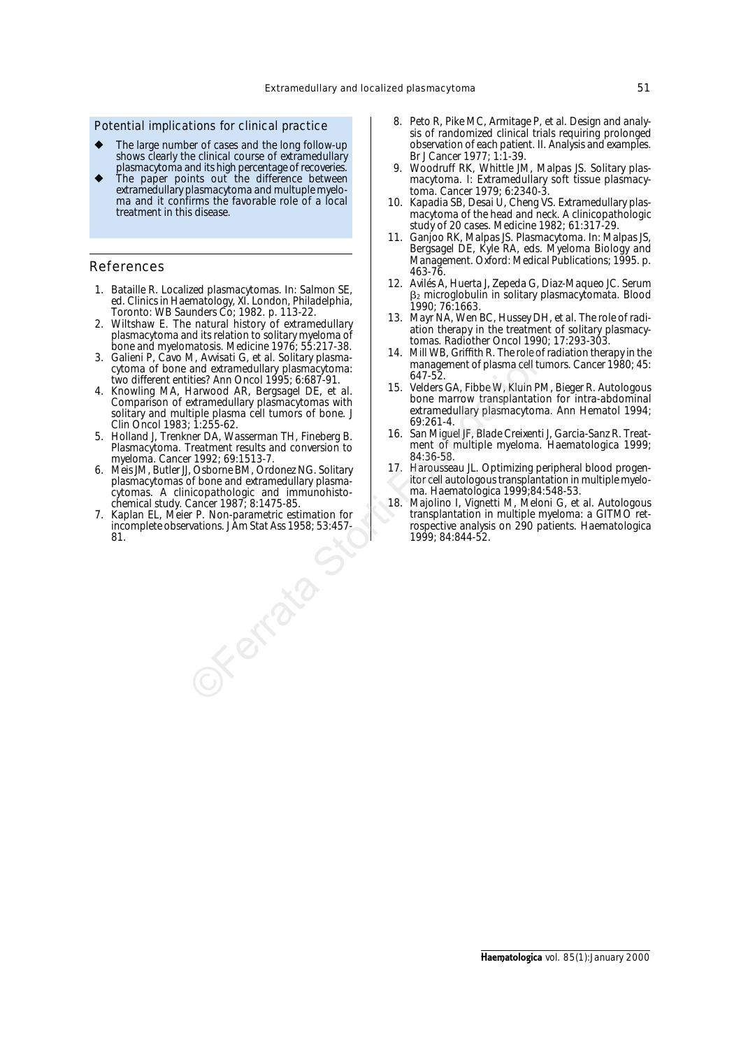## Potential implications for clinical practice

- The large number of cases and the long follow-up shows clearly the clinical course of extramedullary plasmacytoma and its high percentage of recoveries.
- The paper points out the difference between extramedullary plasmacytoma and multiple myeloma and it confirms the favorable role of a local treatment in this disease.

## References

1. Bataille R. Localized plasmacytomas. In: Salmon SE, ed. Clinics in Haematology, XI. London, Philadelphia, Toronto: WB Saunders Co; 1982. p. 113-22.
2. Wiltshaw E. The natural history of extramedullary plasmacytoma and its relation to solitary myeloma of bone and myelomatosis. Medicine 1976; 55:217-38.
3. Galieni P, Cavo M, Avvisati G, et al. Solitary plasmacytoma of bone and extramedullary plasmacytoma: two different entities? Ann Oncol 1995; 6:687-91.
4. Knowling MA, Harwood AR, Bergsagel DE, et al. Comparison of extramedullary plasmacytomas with solitary and multiple plasma cell tumors of bone. J Clin Oncol 1983; 1:255-62.
5. Holland J, Trenkner DA, Wasserman TH, Fineberg B. Plasmacytoma. Treatment results and conversion to myeloma. Cancer 1992; 69:1513-7.
6. Meis JM, Butler JJ, Osborne BM, Ordonez NG. Solitary plasmacytomas of bone and extramedullary plasmacytomas. A clinicopathologic and immunohistochemical study. Cancer 1987; 8:1475-85.
7. Kaplan EL, Meier P. Non-parametric estimation for incomplete observations. J Am Stat Ass 1958; 53:457-81.
8. Peto R, Pike MC, Armitage P, et al. Design and analysis of randomized clinical trials requiring prolonged observation of each patient. II. Analysis and examples. Br J Cancer 1977; 1:1-39.
9. Woodruff RK, Whittle JM, Malpas JS. Solitary plasmacytoma. I: Extramedullary soft tissue plasmacytoma. Cancer 1979; 6:2340-3.
10. Kapadia SB, Desai U, Cheng VS. Extramedullary plasmacytoma of the head and neck. A clinicopathologic study of 20 cases. Medicine 1982; 61:317-29.
11. Ganjoo RK, Malpas JS. Plasmacytoma. In: Malpas JS, Bergsagel DE, Kyle RA, eds. Myeloma Biology and Management. Oxford: Medical Publications; 1995. p. 463-76.
12. Avilés A, Huerta J, Zepeda G, Diaz-Maqueo JC. Serum $\beta_2$ microglobulin in solitary plasmacytomata. Blood 1990; 76:1663.
13. Mayr NA, Wen BC, Hussey DH, et al. The role of radiation therapy in the treatment of solitary plasmacytomas. Radiother Oncol 1990; 17:293-303.
14. Mill WB, Griffith R. The role of radiation therapy in the management of plasma cell tumors. Cancer 1980; 45: 647-52.
15. Velders GA, Fibbe W, Kluin PM, Bieger R. Autologous bone marrow transplantation for intra-abdominal extramedullary plasmacytoma. Ann Hematol 1994; 69:261-4.
16. San Miguel JF, Blade Creixenti J, Garcia-Sanz R. Treatment of multiple myeloma. Haematologica 1999; 84:36-58.
17. Harousseau JL. Optimizing peripheral blood progenitor cell autologous transplantation in multiple myeloma. Haematologica 1999;84:548-53.
18. Majolino I, Vignetti M, Meloni G, et al. Autologous transplantation in multiple myeloma: a GITMO retrospective analysis on 290 patients. Haematologica 1999; 84:844-52.